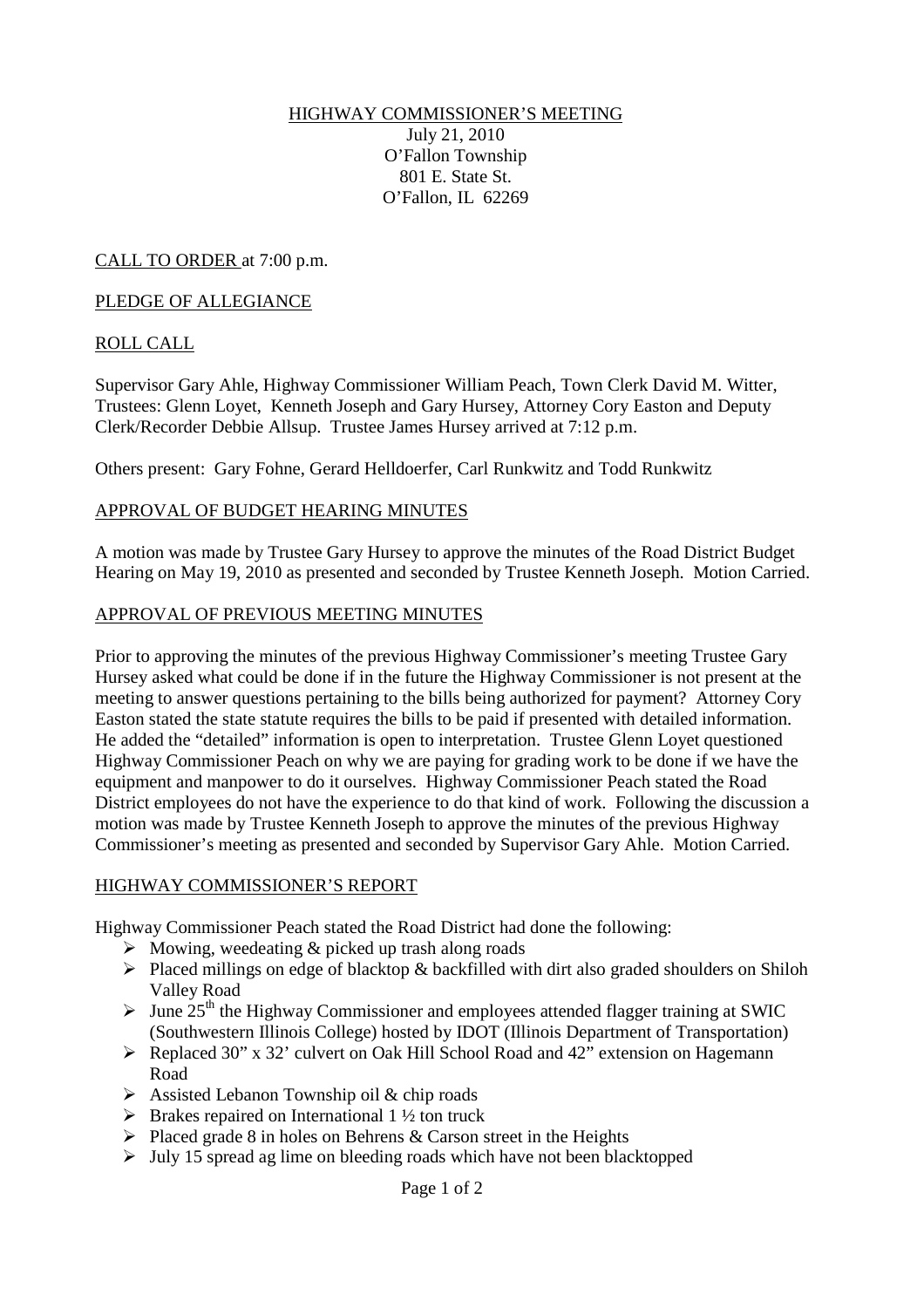# HIGHWAY COMMISSIONER'S MEETING

July 21, 2010
O'Fallon Township
801 E. State St.
O'Fallon, IL 62269

CALL TO ORDER at 7:00 p.m.

PLEDGE OF ALLEGIANCE

ROLL CALL

Supervisor Gary Ahle, Highway Commissioner William Peach, Town Clerk David M. Witter, Trustees: Glenn Loyet, Kenneth Joseph and Gary Hursey, Attorney Cory Easton and Deputy Clerk/Recorder Debbie Allsup. Trustee James Hursey arrived at 7:12 p.m.

Others present: Gary Fohne, Gerard Helldoerfer, Carl Runkwitz and Todd Runkwitz

APPROVAL OF BUDGET HEARING MINUTES

A motion was made by Trustee Gary Hursey to approve the minutes of the Road District Budget Hearing on May 19, 2010 as presented and seconded by Trustee Kenneth Joseph. Motion Carried.

APPROVAL OF PREVIOUS MEETING MINUTES

Prior to approving the minutes of the previous Highway Commissioner's meeting Trustee Gary Hursey asked what could be done if in the future the Highway Commissioner is not present at the meeting to answer questions pertaining to the bills being authorized for payment? Attorney Cory Easton stated the state statute requires the bills to be paid if presented with detailed information. He added the "detailed" information is open to interpretation. Trustee Glenn Loyet questioned Highway Commissioner Peach on why we are paying for grading work to be done if we have the equipment and manpower to do it ourselves. Highway Commissioner Peach stated the Road District employees do not have the experience to do that kind of work. Following the discussion a motion was made by Trustee Kenneth Joseph to approve the minutes of the previous Highway Commissioner's meeting as presented and seconded by Supervisor Gary Ahle. Motion Carried.

HIGHWAY COMMISSIONER'S REPORT

Highway Commissioner Peach stated the Road District had done the following:

- Mowing, weedeating & picked up trash along roads
- Placed millings on edge of blacktop & backfilled with dirt also graded shoulders on Shiloh Valley Road
- June 25th the Highway Commissioner and employees attended flagger training at SWIC (Southwestern Illinois College) hosted by IDOT (Illinois Department of Transportation)
- Replaced 30" x 32' culvert on Oak Hill School Road and 42" extension on Hagemann Road
- Assisted Lebanon Township oil & chip roads
- Brakes repaired on International 1 ½ ton truck
- Placed grade 8 in holes on Behrens & Carson street in the Heights
- July 15 spread ag lime on bleeding roads which have not been blacktopped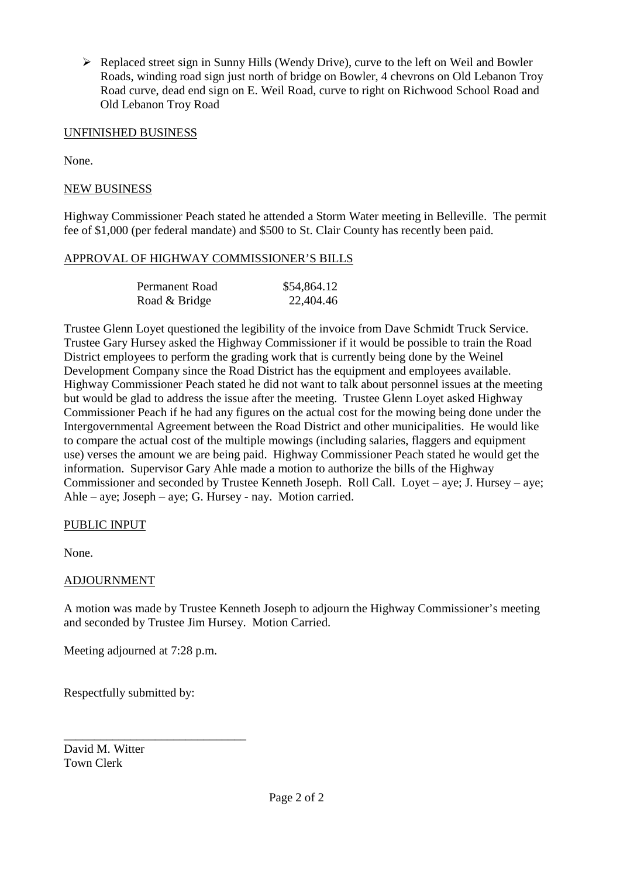- Replaced street sign in Sunny Hills (Wendy Drive), curve to the left on Weil and Bowler Roads, winding road sign just north of bridge on Bowler, 4 chevrons on Old Lebanon Troy Road curve, dead end sign on E. Weil Road, curve to right on Richwood School Road and Old Lebanon Troy Road

## UNFINISHED BUSINESS

None.

## NEW BUSINESS

Highway Commissioner Peach stated he attended a Storm Water meeting in Belleville. The permit fee of $1,000 (per federal mandate) and $500 to St. Clair County has recently been paid.

## APPROVAL OF HIGHWAY COMMISSIONER'S BILLS

| | |
|---|---|
| Permanent Road | $54,864.12 |
| Road & Bridge | 22,404.46 |

Trustee Glenn Loyet questioned the legibility of the invoice from Dave Schmidt Truck Service. Trustee Gary Hursey asked the Highway Commissioner if it would be possible to train the Road District employees to perform the grading work that is currently being done by the Weinel Development Company since the Road District has the equipment and employees available. Highway Commissioner Peach stated he did not want to talk about personnel issues at the meeting but would be glad to address the issue after the meeting. Trustee Glenn Loyet asked Highway Commissioner Peach if he had any figures on the actual cost for the mowing being done under the Intergovernmental Agreement between the Road District and other municipalities. He would like to compare the actual cost of the multiple mowings (including salaries, flaggers and equipment use) verses the amount we are being paid. Highway Commissioner Peach stated he would get the information. Supervisor Gary Ahle made a motion to authorize the bills of the Highway Commissioner and seconded by Trustee Kenneth Joseph. Roll Call. Loyet – aye; J. Hursey – aye; Ahle – aye; Joseph – aye; G. Hursey - nay. Motion carried.

## PUBLIC INPUT

None.

## ADJOURNMENT

A motion was made by Trustee Kenneth Joseph to adjourn the Highway Commissioner's meeting and seconded by Trustee Jim Hursey. Motion Carried.

Meeting adjourned at 7:28 p.m.

Respectfully submitted by:

_______________________________

David M. Witter
Town Clerk